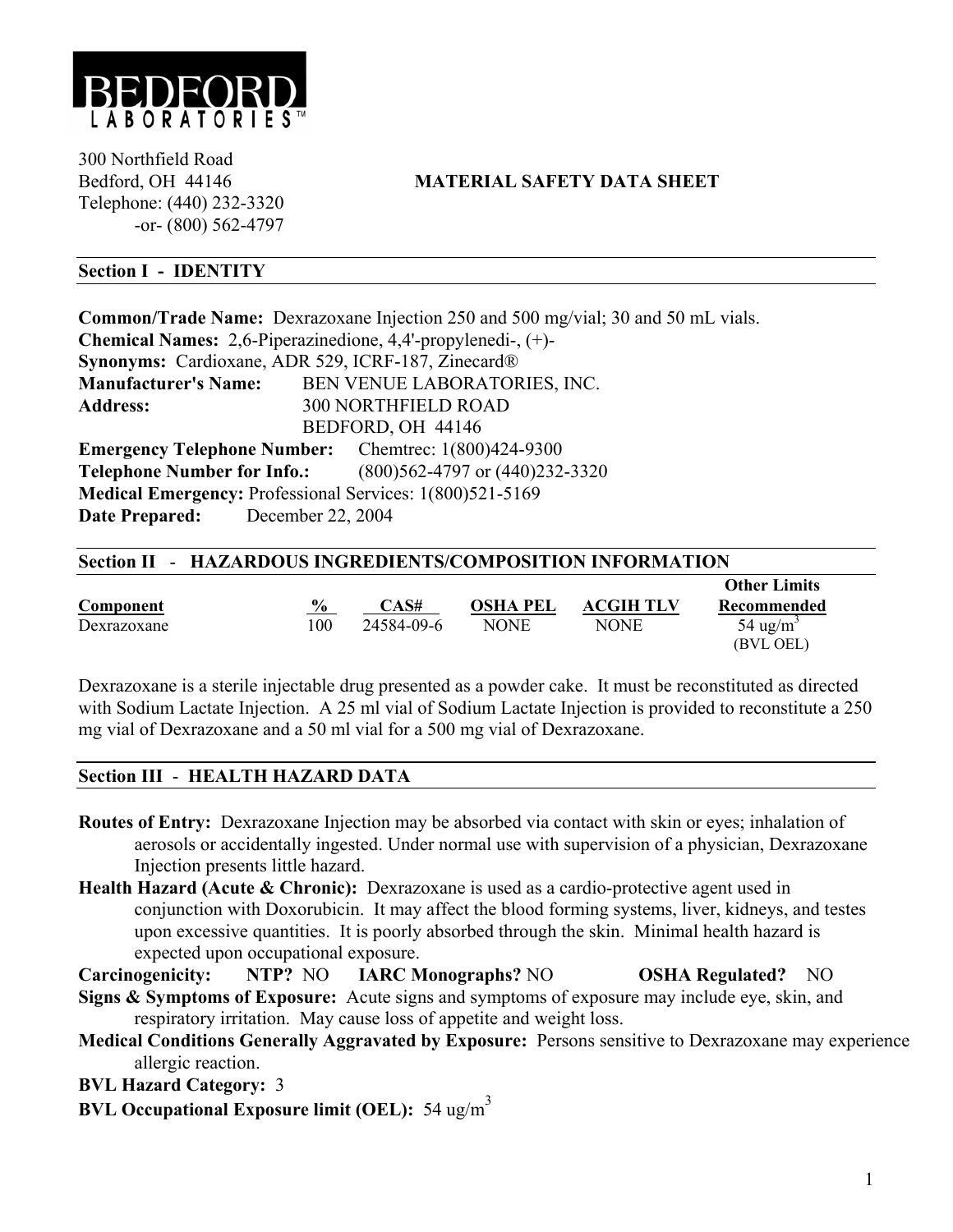# BEDFORD LABORATORIES™

300 Northfield Road
Bedford, OH 44146
Telephone: (440) 232-3320
-or- (800) 562-4797

**MATERIAL SAFETY DATA SHEET**

## Section I - IDENTITY

**Common/Trade Name:** Dexrazoxane Injection 250 and 500 mg/vial; 30 and 50 mL vials.
**Chemical Names:** 2,6-Piperazinedione, 4,4'-propylenedi-, (+)-
**Synonyms:** Cardioxane, ADR 529, ICRF-187, Zinecard®
**Manufacturer's Name:** BEN VENUE LABORATORIES, INC.
**Address:** 300 NORTHFIELD ROAD
BEDFORD, OH 44146
**Emergency Telephone Number:** Chemtrec: 1(800)424-9300
**Telephone Number for Info.:** (800)562-4797 or (440)232-3320
**Medical Emergency:** Professional Services: 1(800)521-5169
**Date Prepared:** December 22, 2004

## Section II - HAZARDOUS INGREDIENTS/COMPOSITION INFORMATION

| Component | % | CAS# | OSHA PEL | ACGIH TLV | Other Limits Recommended |
|---|---|---|---|---|---|
| Dexrazoxane | 100 | 24584-09-6 | NONE | NONE | 54 ug/m$^3$ (BVL OEL) |

Dexrazoxane is a sterile injectable drug presented as a powder cake. It must be reconstituted as directed with Sodium Lactate Injection. A 25 ml vial of Sodium Lactate Injection is provided to reconstitute a 250 mg vial of Dexrazoxane and a 50 ml vial for a 500 mg vial of Dexrazoxane.

## Section III - HEALTH HAZARD DATA

**Routes of Entry:** Dexrazoxane Injection may be absorbed via contact with skin or eyes; inhalation of aerosols or accidentally ingested. Under normal use with supervision of a physician, Dexrazoxane Injection presents little hazard.

**Health Hazard (Acute & Chronic):** Dexrazoxane is used as a cardio-protective agent used in conjunction with Doxorubicin. It may affect the blood forming systems, liver, kidneys, and testes upon excessive quantities. It is poorly absorbed through the skin. Minimal health hazard is expected upon occupational exposure.

**Carcinogenicity:** **NTP?** NO **IARC Monographs?** NO **OSHA Regulated?** NO

**Signs & Symptoms of Exposure:** Acute signs and symptoms of exposure may include eye, skin, and respiratory irritation. May cause loss of appetite and weight loss.

**Medical Conditions Generally Aggravated by Exposure:** Persons sensitive to Dexrazoxane may experience allergic reaction.

**BVL Hazard Category:** 3

**BVL Occupational Exposure limit (OEL):** 54 ug/m$^3$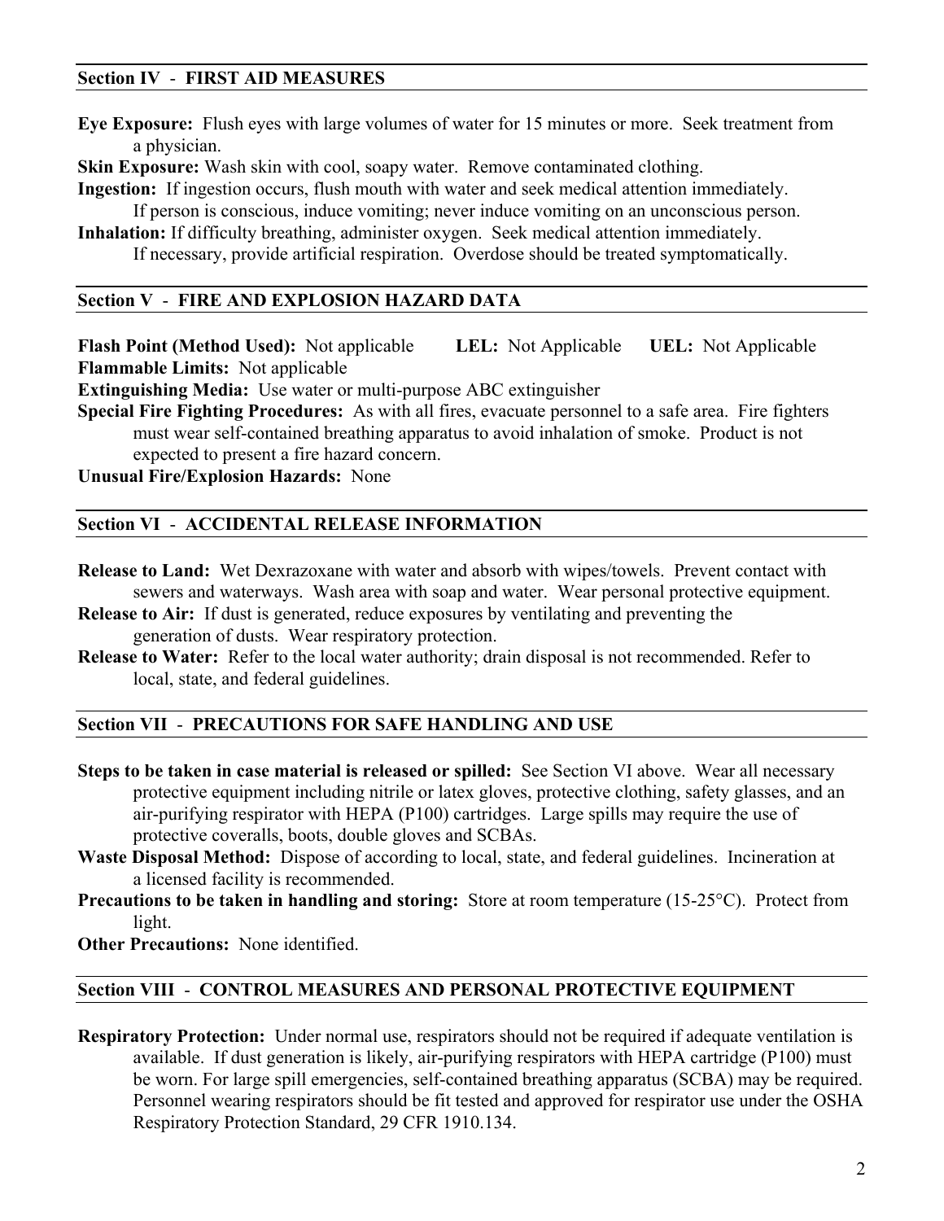## Section IV - FIRST AID MEASURES

**Eye Exposure:** Flush eyes with large volumes of water for 15 minutes or more. Seek treatment from a physician.

**Skin Exposure:** Wash skin with cool, soapy water. Remove contaminated clothing.

**Ingestion:** If ingestion occurs, flush mouth with water and seek medical attention immediately. If person is conscious, induce vomiting; never induce vomiting on an unconscious person.

**Inhalation:** If difficulty breathing, administer oxygen. Seek medical attention immediately. If necessary, provide artificial respiration. Overdose should be treated symptomatically.

## Section V - FIRE AND EXPLOSION HAZARD DATA

**Flash Point (Method Used):** Not applicable **LEL:** Not Applicable **UEL:** Not Applicable

**Flammable Limits:** Not applicable

**Extinguishing Media:** Use water or multi-purpose ABC extinguisher

**Special Fire Fighting Procedures:** As with all fires, evacuate personnel to a safe area. Fire fighters must wear self-contained breathing apparatus to avoid inhalation of smoke. Product is not expected to present a fire hazard concern.

**Unusual Fire/Explosion Hazards:** None

## Section VI - ACCIDENTAL RELEASE INFORMATION

**Release to Land:** Wet Dexrazoxane with water and absorb with wipes/towels. Prevent contact with sewers and waterways. Wash area with soap and water. Wear personal protective equipment.

**Release to Air:** If dust is generated, reduce exposures by ventilating and preventing the generation of dusts. Wear respiratory protection.

**Release to Water:** Refer to the local water authority; drain disposal is not recommended. Refer to local, state, and federal guidelines.

## Section VII - PRECAUTIONS FOR SAFE HANDLING AND USE

**Steps to be taken in case material is released or spilled:** See Section VI above. Wear all necessary protective equipment including nitrile or latex gloves, protective clothing, safety glasses, and an air-purifying respirator with HEPA (P100) cartridges. Large spills may require the use of protective coveralls, boots, double gloves and SCBAs.

**Waste Disposal Method:** Dispose of according to local, state, and federal guidelines. Incineration at a licensed facility is recommended.

**Precautions to be taken in handling and storing:** Store at room temperature (15-25°C). Protect from light.

**Other Precautions:** None identified.

## Section VIII - CONTROL MEASURES AND PERSONAL PROTECTIVE EQUIPMENT

**Respiratory Protection:** Under normal use, respirators should not be required if adequate ventilation is available. If dust generation is likely, air-purifying respirators with HEPA cartridge (P100) must be worn. For large spill emergencies, self-contained breathing apparatus (SCBA) may be required. Personnel wearing respirators should be fit tested and approved for respirator use under the OSHA Respiratory Protection Standard, 29 CFR 1910.134.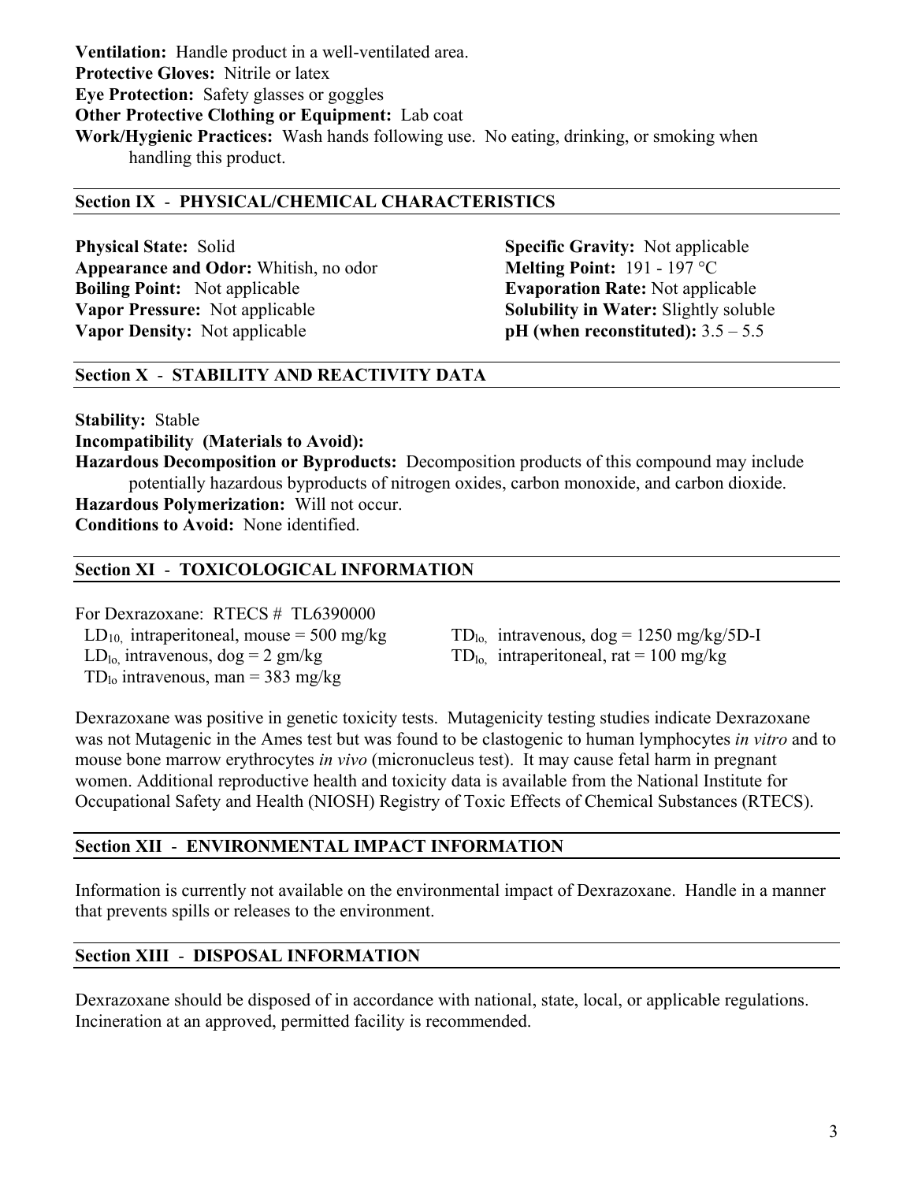**Ventilation:** Handle product in a well-ventilated area.
**Protective Gloves:** Nitrile or latex
**Eye Protection:** Safety glasses or goggles
**Other Protective Clothing or Equipment:** Lab coat
**Work/Hygienic Practices:** Wash hands following use. No eating, drinking, or smoking when handling this product.

## Section IX - PHYSICAL/CHEMICAL CHARACTERISTICS

**Physical State:** Solid
**Appearance and Odor:** Whitish, no odor
**Boiling Point:** Not applicable
**Vapor Pressure:** Not applicable
**Vapor Density:** Not applicable
**Specific Gravity:** Not applicable
**Melting Point:** 191 - 197 °C
**Evaporation Rate:** Not applicable
**Solubility in Water:** Slightly soluble
**pH (when reconstituted):** 3.5 – 5.5

## Section X - STABILITY AND REACTIVITY DATA

**Stability:** Stable
**Incompatibility (Materials to Avoid):**
**Hazardous Decomposition or Byproducts:** Decomposition products of this compound may include potentially hazardous byproducts of nitrogen oxides, carbon monoxide, and carbon dioxide.
**Hazardous Polymerization:** Will not occur.
**Conditions to Avoid:** None identified.

## Section XI - TOXICOLOGICAL INFORMATION

For Dexrazoxane: RTECS # TL6390000
$LD_{10}$, intraperitoneal, mouse = 500 mg/kg
$LD_{lo}$, intravenous, dog = 2 gm/kg
$TD_{lo}$ intravenous, man = 383 mg/kg
$TD_{lo}$, intravenous, dog = 1250 mg/kg/5D-I
$TD_{lo}$, intraperitoneal, rat = 100 mg/kg

Dexrazoxane was positive in genetic toxicity tests. Mutagenicity testing studies indicate Dexrazoxane was not Mutagenic in the Ames test but was found to be clastogenic to human lymphocytes *in vitro* and to mouse bone marrow erythrocytes *in vivo* (micronucleus test). It may cause fetal harm in pregnant women. Additional reproductive health and toxicity data is available from the National Institute for Occupational Safety and Health (NIOSH) Registry of Toxic Effects of Chemical Substances (RTECS).

## Section XII - ENVIRONMENTAL IMPACT INFORMATION

Information is currently not available on the environmental impact of Dexrazoxane. Handle in a manner that prevents spills or releases to the environment.

## Section XIII - DISPOSAL INFORMATION

Dexrazoxane should be disposed of in accordance with national, state, local, or applicable regulations. Incineration at an approved, permitted facility is recommended.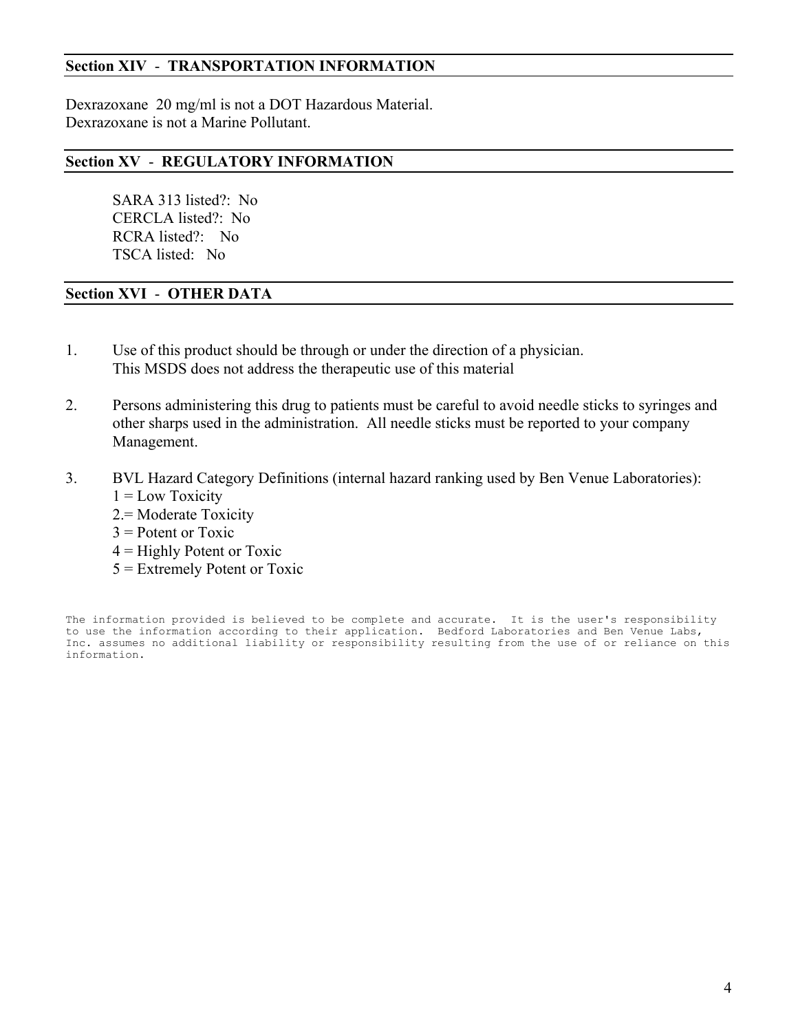## Section XIV - TRANSPORTATION INFORMATION

Dexrazoxane 20 mg/ml is not a DOT Hazardous Material.
Dexrazoxane is not a Marine Pollutant.

## Section XV - REGULATORY INFORMATION

SARA 313 listed?: No
CERCLA listed?: No
RCRA listed?: No
TSCA listed: No

## Section XVI - OTHER DATA

1. Use of this product should be through or under the direction of a physician.
   This MSDS does not address the therapeutic use of this material

2. Persons administering this drug to patients must be careful to avoid needle sticks to syringes and other sharps used in the administration. All needle sticks must be reported to your company Management.

3. BVL Hazard Category Definitions (internal hazard ranking used by Ben Venue Laboratories):
   1 = Low Toxicity
   2.= Moderate Toxicity
   3 = Potent or Toxic
   4 = Highly Potent or Toxic
   5 = Extremely Potent or Toxic

The information provided is believed to be complete and accurate. It is the user's responsibility to use the information according to their application. Bedford Laboratories and Ben Venue Labs, Inc. assumes no additional liability or responsibility resulting from the use of or reliance on this information.